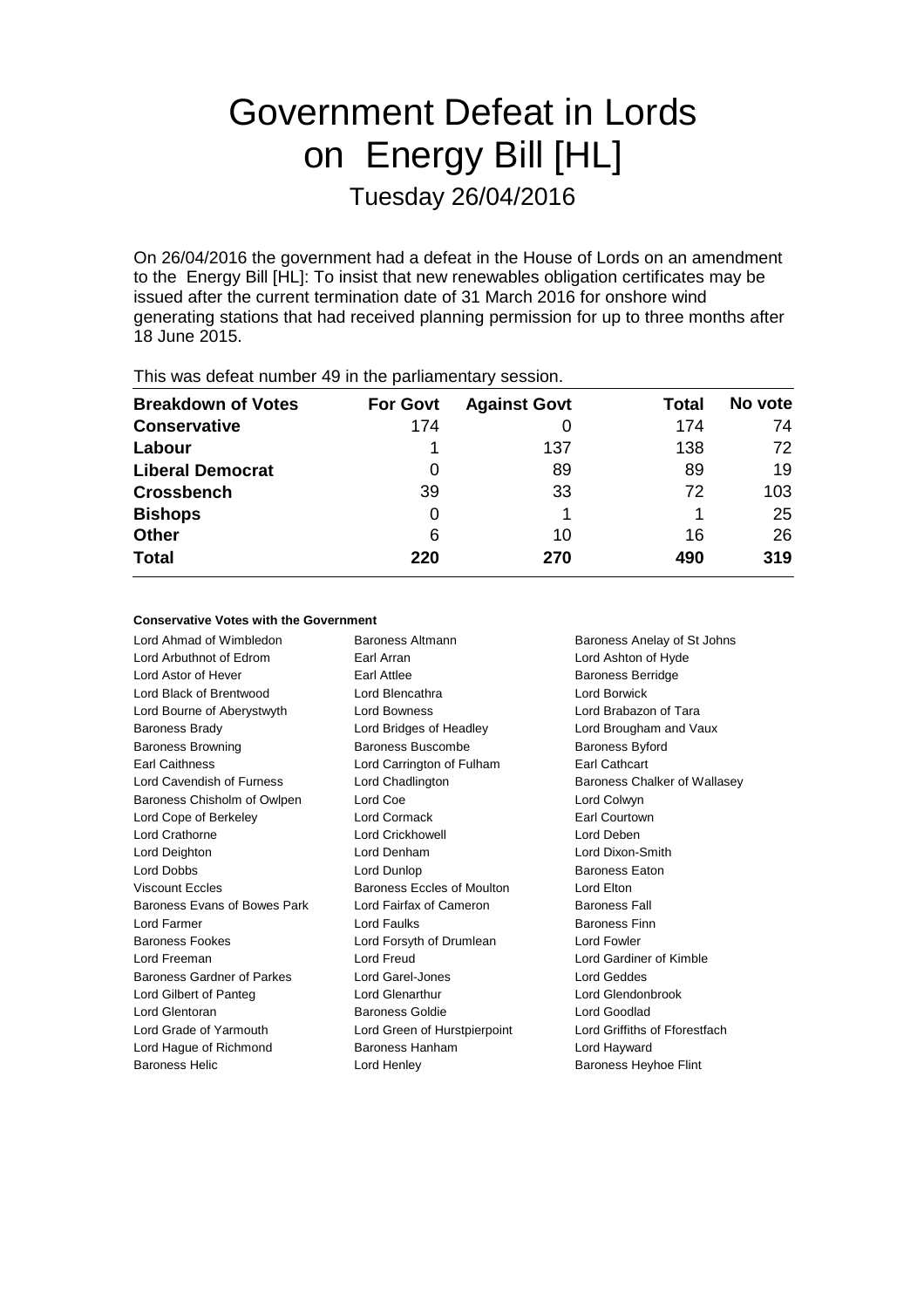# Government Defeat in Lords on Energy Bill [HL]

Tuesday 26/04/2016

On 26/04/2016 the government had a defeat in the House of Lords on an amendment to the Energy Bill [HL]: To insist that new renewables obligation certificates may be issued after the current termination date of 31 March 2016 for onshore wind generating stations that had received planning permission for up to three months after 18 June 2015.

This was defeat number 49 in the parliamentary session.

| Breakdown of Votes | For Govt | Against Govt | Total | No vote |
|---|---|---|---|---|
| **Conservative** | 174 | 0 | 174 | 74 |
| **Labour** | 1 | 137 | 138 | 72 |
| **Liberal Democrat** | 0 | 89 | 89 | 19 |
| **Crossbench** | 39 | 33 | 72 | 103 |
| **Bishops** | 0 | 1 | 1 | 25 |
| **Other** | 6 | 10 | 16 | 26 |
| **Total** | **220** | **270** | **490** | **319** |

**Conservative Votes with the Government**

| | | |
|---|---|---|
| Lord Ahmad of Wimbledon | Baroness Altmann | Baroness Anelay of St Johns |
| Lord Arbuthnot of Edrom | Earl Arran | Lord Ashton of Hyde |
| Lord Astor of Hever | Earl Attlee | Baroness Berridge |
| Lord Black of Brentwood | Lord Blencathra | Lord Borwick |
| Lord Bourne of Aberystwyth | Lord Bowness | Lord Brabazon of Tara |
| Baroness Brady | Lord Bridges of Headley | Lord Brougham and Vaux |
| Baroness Browning | Baroness Buscombe | Baroness Byford |
| Earl Caithness | Lord Carrington of Fulham | Earl Cathcart |
| Lord Cavendish of Furness | Lord Chadlington | Baroness Chalker of Wallasey |
| Baroness Chisholm of Owlpen | Lord Coe | Lord Colwyn |
| Lord Cope of Berkeley | Lord Cormack | Earl Courtown |
| Lord Crathorne | Lord Crickhowell | Lord Deben |
| Lord Deighton | Lord Denham | Lord Dixon-Smith |
| Lord Dobbs | Lord Dunlop | Baroness Eaton |
| Viscount Eccles | Baroness Eccles of Moulton | Lord Elton |
| Baroness Evans of Bowes Park | Lord Fairfax of Cameron | Baroness Fall |
| Lord Farmer | Lord Faulks | Baroness Finn |
| Baroness Fookes | Lord Forsyth of Drumlean | Lord Fowler |
| Lord Freeman | Lord Freud | Lord Gardiner of Kimble |
| Baroness Gardner of Parkes | Lord Garel-Jones | Lord Geddes |
| Lord Gilbert of Panteg | Lord Glenarthur | Lord Glendonbrook |
| Lord Glentoran | Baroness Goldie | Lord Goodlad |
| Lord Grade of Yarmouth | Lord Green of Hurstpierpoint | Lord Griffiths of Fforestfach |
| Lord Hague of Richmond | Baroness Hanham | Lord Hayward |
| Baroness Helic | Lord Henley | Baroness Heyhoe Flint |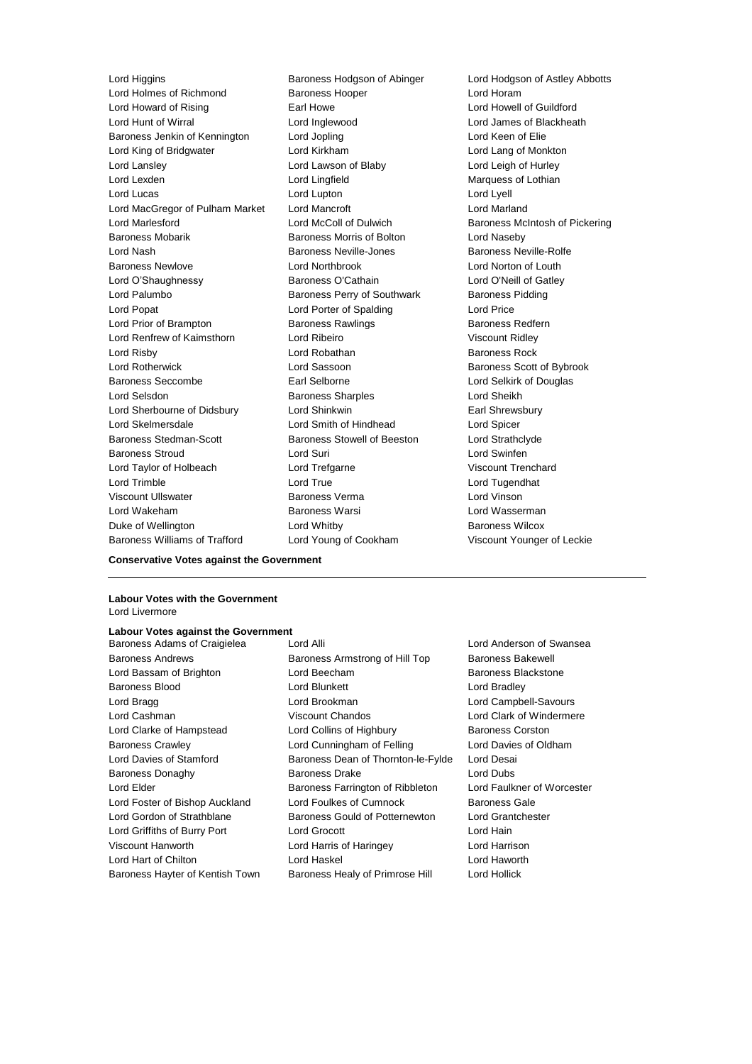Lord Higgins
Baroness Hodgson of Abinger
Lord Hodgson of Astley Abbotts
Lord Holmes of Richmond
Baroness Hooper
Lord Horam
Lord Howard of Rising
Earl Howe
Lord Howell of Guildford
Lord Hunt of Wirral
Lord Inglewood
Lord James of Blackheath
Baroness Jenkin of Kennington
Lord Jopling
Lord Keen of Elie
Lord King of Bridgwater
Lord Kirkham
Lord Lang of Monkton
Lord Lansley
Lord Lawson of Blaby
Lord Leigh of Hurley
Lord Lexden
Lord Lingfield
Marquess of Lothian
Lord Lucas
Lord Lupton
Lord Lyell
Lord MacGregor of Pulham Market
Lord Mancroft
Lord Marland
Lord Marlesford
Lord McColl of Dulwich
Baroness McIntosh of Pickering
Baroness Mobarik
Baroness Morris of Bolton
Lord Naseby
Lord Nash
Baroness Neville-Jones
Baroness Neville-Rolfe
Baroness Newlove
Lord Northbrook
Lord Norton of Louth
Lord O'Shaughnessy
Baroness O'Cathain
Lord O'Neill of Gatley
Lord Palumbo
Baroness Perry of Southwark
Baroness Pidding
Lord Popat
Lord Porter of Spalding
Lord Price
Lord Prior of Brampton
Baroness Rawlings
Baroness Redfern
Lord Renfrew of Kaimsthorn
Lord Ribeiro
Viscount Ridley
Lord Risby
Lord Robathan
Baroness Rock
Lord Rotherwick
Lord Sassoon
Baroness Scott of Bybrook
Baroness Seccombe
Earl Selborne
Lord Selkirk of Douglas
Lord Selsdon
Baroness Sharples
Lord Sheikh
Lord Sherbourne of Didsbury
Lord Shinkwin
Earl Shrewsbury
Lord Skelmersdale
Lord Smith of Hindhead
Lord Spicer
Baroness Stedman-Scott
Baroness Stowell of Beeston
Lord Strathclyde
Baroness Stroud
Lord Suri
Lord Swinfen
Lord Taylor of Holbeach
Lord Trefgarne
Viscount Trenchard
Lord Trimble
Lord True
Lord Tugendhat
Viscount Ullswater
Baroness Verma
Lord Vinson
Lord Wakeham
Baroness Warsi
Lord Wasserman
Duke of Wellington
Lord Whitby
Baroness Wilcox
Baroness Williams of Trafford
Lord Young of Cookham
Viscount Younger of Leckie

**Conservative Votes against the Government**

---

**Labour Votes with the Government**
Lord Livermore

**Labour Votes against the Government**
Baroness Adams of Craigielea
Lord Alli
Lord Anderson of Swansea
Baroness Andrews
Baroness Armstrong of Hill Top
Baroness Bakewell
Lord Bassam of Brighton
Lord Beecham
Baroness Blackstone
Baroness Blood
Lord Blunkett
Lord Bradley
Lord Bragg
Lord Brookman
Lord Campbell-Savours
Lord Cashman
Viscount Chandos
Lord Clark of Windermere
Lord Clarke of Hampstead
Lord Collins of Highbury
Baroness Corston
Baroness Crawley
Lord Cunningham of Felling
Lord Davies of Oldham
Lord Davies of Stamford
Baroness Dean of Thornton-le-Fylde
Lord Desai
Baroness Donaghy
Baroness Drake
Lord Dubs
Lord Elder
Baroness Farrington of Ribbleton
Lord Faulkner of Worcester
Lord Foster of Bishop Auckland
Lord Foulkes of Cumnock
Baroness Gale
Lord Gordon of Strathblane
Baroness Gould of Potternewton
Lord Grantchester
Lord Griffiths of Burry Port
Lord Grocott
Lord Hain
Viscount Hanworth
Lord Harris of Haringey
Lord Harrison
Lord Hart of Chilton
Lord Haskel
Lord Haworth
Baroness Hayter of Kentish Town
Baroness Healy of Primrose Hill
Lord Hollick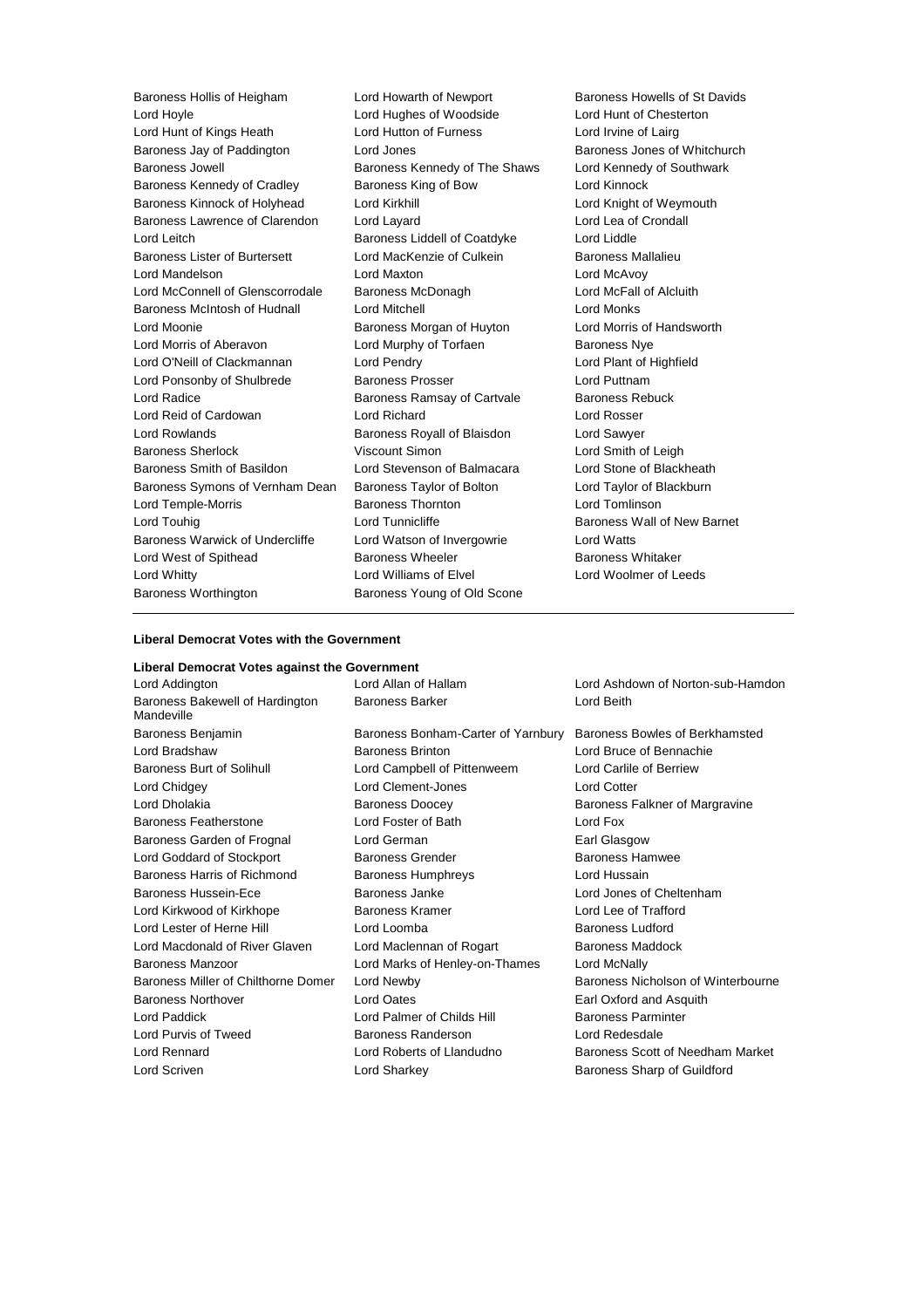Baroness Hollis of Heigham
Lord Howarth of Newport
Baroness Howells of St Davids
Lord Hoyle
Lord Hughes of Woodside
Lord Hunt of Chesterton
Lord Hunt of Kings Heath
Lord Hutton of Furness
Lord Irvine of Lairg
Baroness Jay of Paddington
Lord Jones
Baroness Jones of Whitchurch
Baroness Jowell
Baroness Kennedy of The Shaws
Lord Kennedy of Southwark
Baroness Kennedy of Cradley
Baroness King of Bow
Lord Kinnock
Baroness Kinnock of Holyhead
Lord Kirkhill
Lord Knight of Weymouth
Baroness Lawrence of Clarendon
Lord Layard
Lord Lea of Crondall
Lord Leitch
Baroness Liddell of Coatdyke
Lord Liddle
Baroness Lister of Burtersett
Lord MacKenzie of Culkein
Baroness Mallalieu
Lord Mandelson
Lord Maxton
Lord McAvoy
Lord McConnell of Glenscorrodale
Baroness McDonagh
Lord McFall of Alcluith
Baroness McIntosh of Hudnall
Lord Mitchell
Lord Monks
Lord Moonie
Baroness Morgan of Huyton
Lord Morris of Handsworth
Lord Morris of Aberavon
Lord Murphy of Torfaen
Baroness Nye
Lord O'Neill of Clackmannan
Lord Pendry
Lord Plant of Highfield
Lord Ponsonby of Shulbrede
Baroness Prosser
Lord Puttnam
Lord Radice
Baroness Ramsay of Cartvale
Baroness Rebuck
Lord Reid of Cardowan
Lord Richard
Lord Rosser
Lord Rowlands
Baroness Royall of Blaisdon
Lord Sawyer
Baroness Sherlock
Viscount Simon
Lord Smith of Leigh
Baroness Smith of Basildon
Lord Stevenson of Balmacara
Lord Stone of Blackheath
Baroness Symons of Vernham Dean
Baroness Taylor of Bolton
Lord Taylor of Blackburn
Lord Temple-Morris
Baroness Thornton
Lord Tomlinson
Lord Touhig
Lord Tunnicliffe
Baroness Wall of New Barnet
Baroness Warwick of Undercliffe
Lord Watson of Invergowrie
Lord Watts
Lord West of Spithead
Baroness Wheeler
Baroness Whitaker
Lord Whitty
Lord Williams of Elvel
Lord Woolmer of Leeds
Baroness Worthington
Baroness Young of Old Scone

---

**Liberal Democrat Votes with the Government**

**Liberal Democrat Votes against the Government**

Lord Addington
Lord Allan of Hallam
Lord Ashdown of Norton-sub-Hamdon
Baroness Bakewell of Hardington Mandeville
Baroness Barker
Lord Beith
Baroness Benjamin
Baroness Bonham-Carter of Yarnbury
Baroness Bowles of Berkhamsted
Lord Bradshaw
Baroness Brinton
Lord Bruce of Bennachie
Baroness Burt of Solihull
Lord Campbell of Pittenweem
Lord Carlile of Berriew
Lord Chidgey
Lord Clement-Jones
Lord Cotter
Lord Dholakia
Baroness Doocey
Baroness Falkner of Margravine
Baroness Featherstone
Lord Foster of Bath
Lord Fox
Baroness Garden of Frognal
Lord German
Earl Glasgow
Lord Goddard of Stockport
Baroness Grender
Baroness Hamwee
Baroness Harris of Richmond
Baroness Humphreys
Lord Hussain
Baroness Hussein-Ece
Baroness Janke
Lord Jones of Cheltenham
Lord Kirkwood of Kirkhope
Baroness Kramer
Lord Lee of Trafford
Lord Lester of Herne Hill
Lord Loomba
Baroness Ludford
Lord Macdonald of River Glaven
Lord Maclennan of Rogart
Baroness Maddock
Baroness Manzoor
Lord Marks of Henley-on-Thames
Lord McNally
Baroness Miller of Chilthorne Domer
Lord Newby
Baroness Nicholson of Winterbourne
Baroness Northover
Lord Oates
Earl Oxford and Asquith
Lord Paddick
Lord Palmer of Childs Hill
Baroness Parminter
Lord Purvis of Tweed
Baroness Randerson
Lord Redesdale
Lord Rennard
Lord Roberts of Llandudno
Baroness Scott of Needham Market
Lord Scriven
Lord Sharkey
Baroness Sharp of Guildford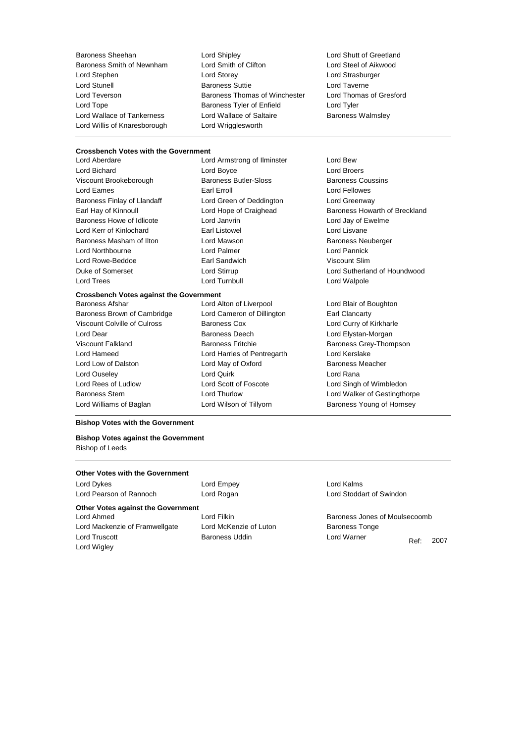Baroness Sheehan
Lord Shipley
Lord Shutt of Greetland
Baroness Smith of Newnham
Lord Smith of Clifton
Lord Steel of Aikwood
Lord Stephen
Lord Storey
Lord Strasburger
Lord Stunell
Baroness Suttie
Lord Taverne
Lord Teverson
Baroness Thomas of Winchester
Lord Thomas of Gresford
Lord Tope
Baroness Tyler of Enfield
Lord Tyler
Lord Wallace of Tankerness
Lord Wallace of Saltaire
Baroness Walmsley
Lord Willis of Knaresborough
Lord Wrigglesworth

**Crossbench Votes with the Government**

Lord Aberdare
Lord Armstrong of Ilminster
Lord Bew
Lord Bichard
Lord Boyce
Lord Broers
Viscount Brookeborough
Baroness Butler-Sloss
Baroness Coussins
Lord Eames
Earl Erroll
Lord Fellowes
Baroness Finlay of Llandaff
Lord Green of Deddington
Lord Greenway
Earl Hay of Kinnoull
Lord Hope of Craighead
Baroness Howarth of Breckland
Baroness Howe of Idlicote
Lord Janvrin
Lord Jay of Ewelme
Lord Kerr of Kinlochard
Earl Listowel
Lord Lisvane
Baroness Masham of Ilton
Lord Mawson
Baroness Neuberger
Lord Northbourne
Lord Palmer
Lord Pannick
Lord Rowe-Beddoe
Earl Sandwich
Viscount Slim
Duke of Somerset
Lord Stirrup
Lord Sutherland of Houndwood
Lord Trees
Lord Turnbull
Lord Walpole

**Crossbench Votes against the Government**

Baroness Afshar
Lord Alton of Liverpool
Lord Blair of Boughton
Baroness Brown of Cambridge
Lord Cameron of Dillington
Earl Clancarty
Viscount Colville of Culross
Baroness Cox
Lord Curry of Kirkharle
Lord Dear
Baroness Deech
Lord Elystan-Morgan
Viscount Falkland
Baroness Fritchie
Baroness Grey-Thompson
Lord Hameed
Lord Harries of Pentregarth
Lord Kerslake
Lord Low of Dalston
Lord May of Oxford
Baroness Meacher
Lord Ouseley
Lord Quirk
Lord Rana
Lord Rees of Ludlow
Lord Scott of Foscote
Lord Singh of Wimbledon
Baroness Stern
Lord Thurlow
Lord Walker of Gestingthorpe
Lord Williams of Baglan
Lord Wilson of Tillyorn
Baroness Young of Hornsey

**Bishop Votes with the Government**

**Bishop Votes against the Government**

Bishop of Leeds

**Other Votes with the Government**

Lord Dykes
Lord Empey
Lord Kalms
Lord Pearson of Rannoch
Lord Rogan
Lord Stoddart of Swindon

**Other Votes against the Government**

Lord Ahmed
Lord Filkin
Baroness Jones of Moulsecoomb
Lord Mackenzie of Framwellgate
Lord McKenzie of Luton
Baroness Tonge
Lord Truscott
Baroness Uddin
Lord Warner
Lord Wigley

Ref: 2007